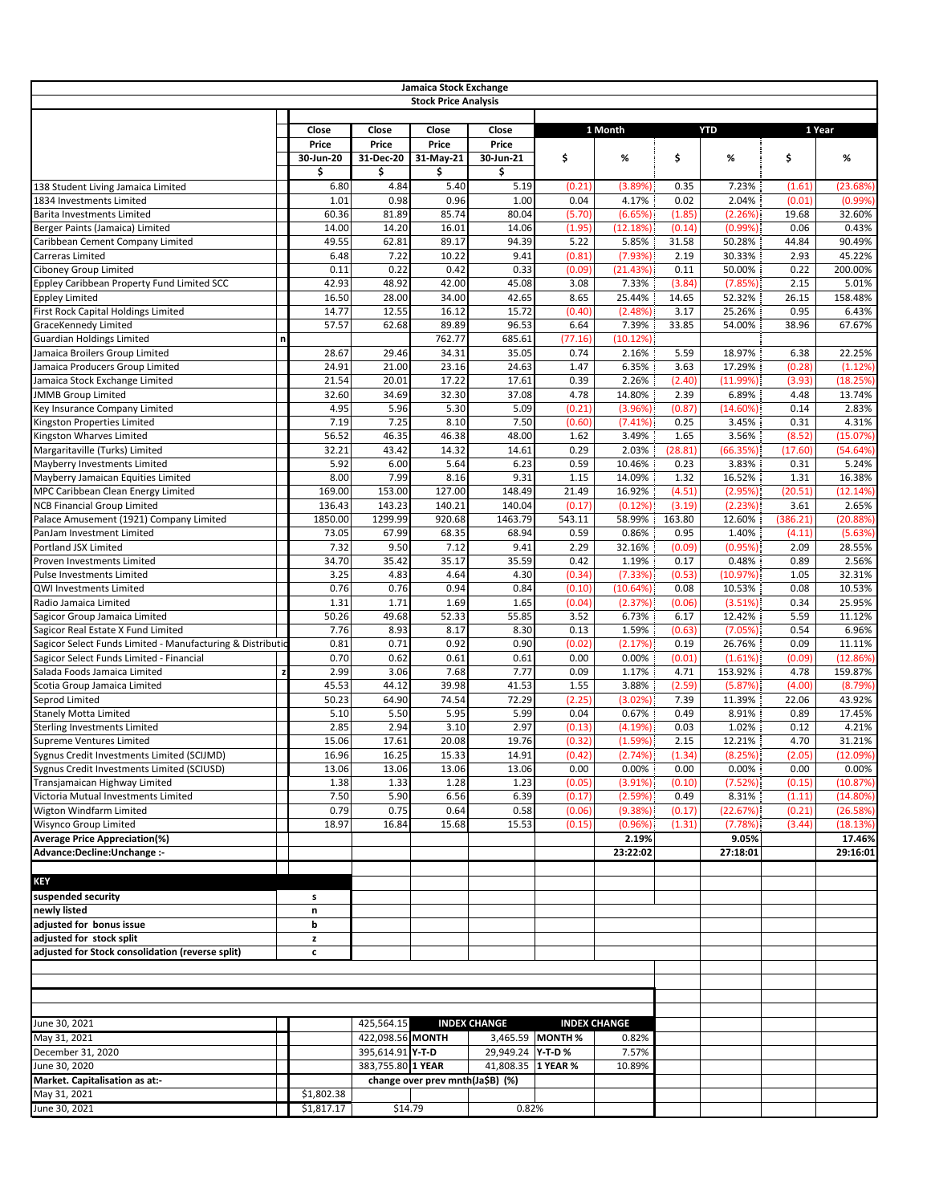# Jamaica Stock Exchange

## Stock Price Analysis

| | | Close Price 30-Jun-20 | Close Price 31-Dec-20 | Close Price 31-May-21 | Close Price 30-Jun-21 | 1 Month | | YTD | | 1 Year | |
|---|---|---|---|---|---|---|---|---|---|---|---|
| | | $ | $ | $ | $ | $ | % | $ | % | $ | % |
| 138 Student Living Jamaica Limited | | 6.80 | 4.84 | 5.40 | 5.19 | (0.21) | (3.89%) | 0.35 | 7.23% | (1.61) | (23.68%) |
| 1834 Investments Limited | | 1.01 | 0.98 | 0.96 | 1.00 | 0.04 | 4.17% | 0.02 | 2.04% | (0.01) | (0.99%) |
| Barita Investments Limited | | 60.36 | 81.89 | 85.74 | 80.04 | (5.70) | (6.65%) | (1.85) | (2.26%) | 19.68 | 32.60% |
| Berger Paints (Jamaica) Limited | | 14.00 | 14.20 | 16.01 | 14.06 | (1.95) | (12.18%) | (0.14) | (0.99%) | 0.06 | 0.43% |
| Caribbean Cement Company Limited | | 49.55 | 62.81 | 89.17 | 94.39 | 5.22 | 5.85% | 31.58 | 50.28% | 44.84 | 90.49% |
| Carreras Limited | | 6.48 | 7.22 | 10.22 | 9.41 | (0.81) | (7.93%) | 2.19 | 30.33% | 2.93 | 45.22% |
| Ciboney Group Limited | | 0.11 | 0.22 | 0.42 | 0.33 | (0.09) | (21.43%) | 0.11 | 50.00% | 0.22 | 200.00% |
| Eppley Caribbean Property Fund Limited SCC | | 42.93 | 48.92 | 42.00 | 45.08 | 3.08 | 7.33% | (3.84) | (7.85%) | 2.15 | 5.01% |
| Eppley Limited | | 16.50 | 28.00 | 34.00 | 42.65 | 8.65 | 25.44% | 14.65 | 52.32% | 26.15 | 158.48% |
| First Rock Capital Holdings Limited | | 14.77 | 12.55 | 16.12 | 15.72 | (0.40) | (2.48%) | 3.17 | 25.26% | 0.95 | 6.43% |
| GraceKennedy Limited | | 57.57 | 62.68 | 89.89 | 96.53 | 6.64 | 7.39% | 33.85 | 54.00% | 38.96 | 67.67% |
| Guardian Holdings Limited | n | | | 762.77 | 685.61 | (77.16) | (10.12%) | | | | |
| Jamaica Broilers Group Limited | | 28.67 | 29.46 | 34.31 | 35.05 | 0.74 | 2.16% | 5.59 | 18.97% | 6.38 | 22.25% |
| Jamaica Producers Group Limited | | 24.91 | 21.00 | 23.16 | 24.63 | 1.47 | 6.35% | 3.63 | 17.29% | (0.28) | (1.12%) |
| Jamaica Stock Exchange Limited | | 21.54 | 20.01 | 17.22 | 17.61 | 0.39 | 2.26% | (2.40) | (11.99%) | (3.93) | (18.25%) |
| JMMB Group Limited | | 32.60 | 34.69 | 32.30 | 37.08 | 4.78 | 14.80% | 2.39 | 6.89% | 4.48 | 13.74% |
| Key Insurance Company Limited | | 4.95 | 5.96 | 5.30 | 5.09 | (0.21) | (3.96%) | (0.87) | (14.60%) | 0.14 | 2.83% |
| Kingston Properties Limited | | 7.19 | 7.25 | 8.10 | 7.50 | (0.60) | (7.41%) | 0.25 | 3.45% | 0.31 | 4.31% |
| Kingston Wharves Limited | | 56.52 | 46.35 | 46.38 | 48.00 | 1.62 | 3.49% | 1.65 | 3.56% | (8.52) | (15.07%) |
| Margaritaville (Turks) Limited | | 32.21 | 43.42 | 14.32 | 14.61 | 0.29 | 2.03% | (28.81) | (66.35%) | (17.60) | (54.64%) |
| Mayberry Investments Limited | | 5.92 | 6.00 | 5.64 | 6.23 | 0.59 | 10.46% | 0.23 | 3.83% | 0.31 | 5.24% |
| Mayberry Jamaican Equities Limited | | 8.00 | 7.99 | 8.16 | 9.31 | 1.15 | 14.09% | 1.32 | 16.52% | 1.31 | 16.38% |
| MPC Caribbean Clean Energy Limited | | 169.00 | 153.00 | 127.00 | 148.49 | 21.49 | 16.92% | (4.51) | (2.95%) | (20.51) | (12.14%) |
| NCB Financial Group Limited | | 136.43 | 143.23 | 140.21 | 140.04 | (0.17) | (0.12%) | (3.19) | (2.23%) | 3.61 | 2.65% |
| Palace Amusement (1921) Company Limited | | 1850.00 | 1299.99 | 920.68 | 1463.79 | 543.11 | 58.99% | 163.80 | 12.60% | (386.21) | (20.88%) |
| PanJam Investment Limited | | 73.05 | 67.99 | 68.35 | 68.94 | 0.59 | 0.86% | 0.95 | 1.40% | (4.11) | (5.63%) |
| Portland JSX Limited | | 7.32 | 9.50 | 7.12 | 9.41 | 2.29 | 32.16% | (0.09) | (0.95%) | 2.09 | 28.55% |
| Proven Investments Limited | | 34.70 | 35.42 | 35.17 | 35.59 | 0.42 | 1.19% | 0.17 | 0.48% | 0.89 | 2.56% |
| Pulse Investments Limited | | 3.25 | 4.83 | 4.64 | 4.30 | (0.34) | (7.33%) | (0.53) | (10.97%) | 1.05 | 32.31% |
| QWI Investments Limited | | 0.76 | 0.76 | 0.94 | 0.84 | (0.10) | (10.64%) | 0.08 | 10.53% | 0.08 | 10.53% |
| Radio Jamaica Limited | | 1.31 | 1.71 | 1.69 | 1.65 | (0.04) | (2.37%) | (0.06) | (3.51%) | 0.34 | 25.95% |
| Sagicor Group Jamaica Limited | | 50.26 | 49.68 | 52.33 | 55.85 | 3.52 | 6.73% | 6.17 | 12.42% | 5.59 | 11.12% |
| Sagicor Real Estate X Fund Limited | | 7.76 | 8.93 | 8.17 | 8.30 | 0.13 | 1.59% | (0.63) | (7.05%) | 0.54 | 6.96% |
| Sagicor Select Funds Limited - Manufacturing & Distributio | | 0.81 | 0.71 | 0.92 | 0.90 | (0.02) | (2.17%) | 0.19 | 26.76% | 0.09 | 11.11% |
| Sagicor Select Funds Limited - Financial | | 0.70 | 0.62 | 0.61 | 0.61 | 0.00 | 0.00% | (0.01) | (1.61%) | (0.09) | (12.86%) |
| Salada Foods Jamaica Limited | z | 2.99 | 3.06 | 7.68 | 7.77 | 0.09 | 1.17% | 4.71 | 153.92% | 4.78 | 159.87% |
| Scotia Group Jamaica Limited | | 45.53 | 44.12 | 39.98 | 41.53 | 1.55 | 3.88% | (2.59) | (5.87%) | (4.00) | (8.79%) |
| Seprod Limited | | 50.23 | 64.90 | 74.54 | 72.29 | (2.25) | (3.02%) | 7.39 | 11.39% | 22.06 | 43.92% |
| Stanely Motta Limited | | 5.10 | 5.50 | 5.95 | 5.99 | 0.04 | 0.67% | 0.49 | 8.91% | 0.89 | 17.45% |
| Sterling Investments Limited | | 2.85 | 2.94 | 3.10 | 2.97 | (0.13) | (4.19%) | 0.03 | 1.02% | 0.12 | 4.21% |
| Supreme Ventures Limited | | 15.06 | 17.61 | 20.08 | 19.76 | (0.32) | (1.59%) | 2.15 | 12.21% | 4.70 | 31.21% |
| Sygnus Credit Investments Limited (SCIJMD) | | 16.96 | 16.25 | 15.33 | 14.91 | (0.42) | (2.74%) | (1.34) | (8.25%) | (2.05) | (12.09%) |
| Sygnus Credit Investments Limited (SCIUSD) | | 13.06 | 13.06 | 13.06 | 13.06 | 0.00 | 0.00% | 0.00 | 0.00% | 0.00 | 0.00% |
| Transjamaican Highway Limited | | 1.38 | 1.33 | 1.28 | 1.23 | (0.05) | (3.91%) | (0.10) | (7.52%) | (0.15) | (10.87%) |
| Victoria Mutual Investments Limited | | 7.50 | 5.90 | 6.56 | 6.39 | (0.17) | (2.59%) | 0.49 | 8.31% | (1.11) | (14.80%) |
| Wigton Windfarm Limited | | 0.79 | 0.75 | 0.64 | 0.58 | (0.06) | (9.38%) | (0.17) | (22.67%) | (0.21) | (26.58%) |
| Wisynco Group Limited | | 18.97 | 16.84 | 15.68 | 15.53 | (0.15) | (0.96%) | (1.31) | (7.78%) | (3.44) | (18.13%) |
| **Average Price Appreciation(%)** | | | | | | | **2.19%** | | **9.05%** | | **17.46%** |
| **Advance:Decline:Unchange :-** | | | | | | | **23:22:02** | | **27:18:01** | | **29:16:01** |

| KEY | |
|---|---|
| **suspended security** | **s** |
| **newly listed** | **n** |
| **adjusted for bonus issue** | **b** |
| **adjusted for stock split** | **z** |
| **adjusted for Stock consolidation (reverse split)** | **c** |

| | | | INDEX CHANGE | | INDEX CHANGE | |
|---|---|---|---|---|---|---|
| June 30, 2021 | | 425,564.15 | | | | |
| May 31, 2021 | | 422,098.56 | MONTH | 3,465.59 | MONTH % | 0.82% |
| December 31, 2020 | | 395,614.91 | Y-T-D | 29,949.24 | Y-T-D % | 7.57% |
| June 30, 2020 | | 383,755.80 | 1 YEAR | 41,808.35 | 1 YEAR % | 10.89% |
| **Market. Capitalisation as at:-** | | **change over prev mnth(Ja$B) (%)** | | | | |
| May 31, 2021 | $1,802.38 | | | | | |
| June 30, 2021 | $1,817.17 | $14.79 | | 0.82% | | |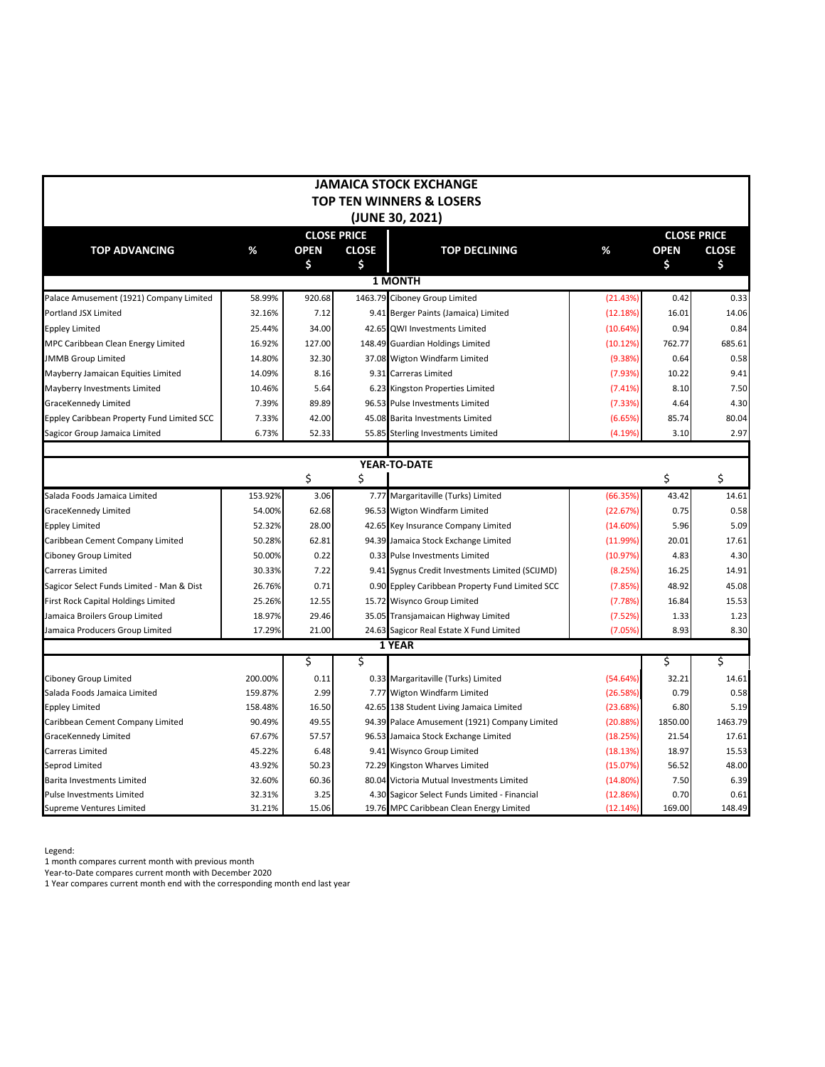# JAMAICA STOCK EXCHANGE
## TOP TEN WINNERS & LOSERS
### (JUNE 30, 2021)

| TOP ADVANCING | % | CLOSE PRICE OPEN $ | CLOSE $ | TOP DECLINING | % | CLOSE PRICE OPEN $ | CLOSE $ |
|---|---|---|---|---|---|---|---|
| **1 MONTH** | | | | | | | |
| Palace Amusement (1921) Company Limited | 58.99% | 920.68 | 1463.79 | Ciboney Group Limited | (21.43%) | 0.42 | 0.33 |
| Portland JSX Limited | 32.16% | 7.12 | 9.41 | Berger Paints (Jamaica) Limited | (12.18%) | 16.01 | 14.06 |
| Eppley Limited | 25.44% | 34.00 | 42.65 | QWI Investments Limited | (10.64%) | 0.94 | 0.84 |
| MPC Caribbean Clean Energy Limited | 16.92% | 127.00 | 148.49 | Guardian Holdings Limited | (10.12%) | 762.77 | 685.61 |
| JMMB Group Limited | 14.80% | 32.30 | 37.08 | Wigton Windfarm Limited | (9.38%) | 0.64 | 0.58 |
| Mayberry Jamaican Equities Limited | 14.09% | 8.16 | 9.31 | Carreras Limited | (7.93%) | 10.22 | 9.41 |
| Mayberry Investments Limited | 10.46% | 5.64 | 6.23 | Kingston Properties Limited | (7.41%) | 8.10 | 7.50 |
| GraceKennedy Limited | 7.39% | 89.89 | 96.53 | Pulse Investments Limited | (7.33%) | 4.64 | 4.30 |
| Eppley Caribbean Property Fund Limited SCC | 7.33% | 42.00 | 45.08 | Barita Investments Limited | (6.65%) | 85.74 | 80.04 |
| Sagicor Group Jamaica Limited | 6.73% | 52.33 | 55.85 | Sterling Investments Limited | (4.19%) | 3.10 | 2.97 |
| **YEAR-TO-DATE** | | $ | $ | | | $ | $ |
| Salada Foods Jamaica Limited | 153.92% | 3.06 | 7.77 | Margaritaville (Turks) Limited | (66.35%) | 43.42 | 14.61 |
| GraceKennedy Limited | 54.00% | 62.68 | 96.53 | Wigton Windfarm Limited | (22.67%) | 0.75 | 0.58 |
| Eppley Limited | 52.32% | 28.00 | 42.65 | Key Insurance Company Limited | (14.60%) | 5.96 | 5.09 |
| Caribbean Cement Company Limited | 50.28% | 62.81 | 94.39 | Jamaica Stock Exchange Limited | (11.99%) | 20.01 | 17.61 |
| Ciboney Group Limited | 50.00% | 0.22 | 0.33 | Pulse Investments Limited | (10.97%) | 4.83 | 4.30 |
| Carreras Limited | 30.33% | 7.22 | 9.41 | Sygnus Credit Investments Limited (SCIJMD) | (8.25%) | 16.25 | 14.91 |
| Sagicor Select Funds Limited - Man & Dist | 26.76% | 0.71 | 0.90 | Eppley Caribbean Property Fund Limited SCC | (7.85%) | 48.92 | 45.08 |
| First Rock Capital Holdings Limited | 25.26% | 12.55 | 15.72 | Wisynco Group Limited | (7.78%) | 16.84 | 15.53 |
| Jamaica Broilers Group Limited | 18.97% | 29.46 | 35.05 | Transjamaican Highway Limited | (7.52%) | 1.33 | 1.23 |
| Jamaica Producers Group Limited | 17.29% | 21.00 | 24.63 | Sagicor Real Estate X Fund Limited | (7.05%) | 8.93 | 8.30 |
| **1 YEAR** | | $ | $ | | | $ | $ |
| Ciboney Group Limited | 200.00% | 0.11 | 0.33 | Margaritaville (Turks) Limited | (54.64%) | 32.21 | 14.61 |
| Salada Foods Jamaica Limited | 159.87% | 2.99 | 7.77 | Wigton Windfarm Limited | (26.58%) | 0.79 | 0.58 |
| Eppley Limited | 158.48% | 16.50 | 42.65 | 138 Student Living Jamaica Limited | (23.68%) | 6.80 | 5.19 |
| Caribbean Cement Company Limited | 90.49% | 49.55 | 94.39 | Palace Amusement (1921) Company Limited | (20.88%) | 1850.00 | 1463.79 |
| GraceKennedy Limited | 67.67% | 57.57 | 96.53 | Jamaica Stock Exchange Limited | (18.25%) | 21.54 | 17.61 |
| Carreras Limited | 45.22% | 6.48 | 9.41 | Wisynco Group Limited | (18.13%) | 18.97 | 15.53 |
| Seprod Limited | 43.92% | 50.23 | 72.29 | Kingston Wharves Limited | (15.07%) | 56.52 | 48.00 |
| Barita Investments Limited | 32.60% | 60.36 | 80.04 | Victoria Mutual Investments Limited | (14.80%) | 7.50 | 6.39 |
| Pulse Investments Limited | 32.31% | 3.25 | 4.30 | Sagicor Select Funds Limited - Financial | (12.86%) | 0.70 | 0.61 |
| Supreme Ventures Limited | 31.21% | 15.06 | 19.76 | MPC Caribbean Clean Energy Limited | (12.14%) | 169.00 | 148.49 |

Legend:
1 month compares current month with previous month
Year-to-Date compares current month with December 2020
1 Year compares current month end with the corresponding month end last year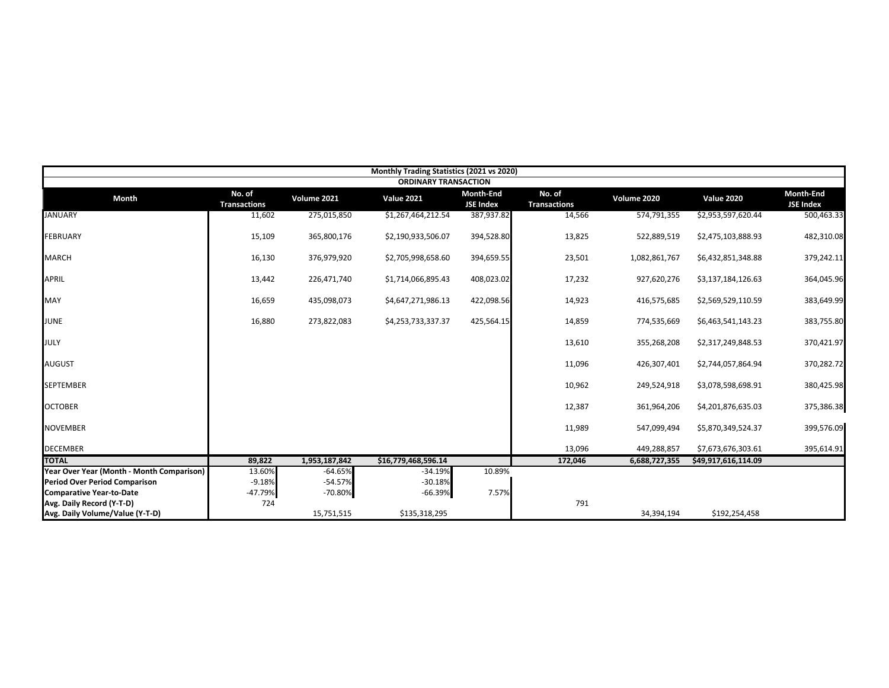| Monthly Trading Statistics (2021 vs 2020) | | | | | | | | |
|---|---|---|---|---|---|---|---|---|
| ORDINARY TRANSACTION | | | | | | | | |
| **Month** | **No. of Transactions** | **Volume 2021** | **Value 2021** | **Month-End JSE Index** | **No. of Transactions** | **Volume 2020** | **Value 2020** | **Month-End JSE Index** |
| JANUARY | 11,602 | 275,015,850 | $1,267,464,212.54 | 387,937.82 | 14,566 | 574,791,355 | $2,953,597,620.44 | 500,463.33 |
| FEBRUARY | 15,109 | 365,800,176 | $2,190,933,506.07 | 394,528.80 | 13,825 | 522,889,519 | $2,475,103,888.93 | 482,310.08 |
| MARCH | 16,130 | 376,979,920 | $2,705,998,658.60 | 394,659.55 | 23,501 | 1,082,861,767 | $6,432,851,348.88 | 379,242.11 |
| APRIL | 13,442 | 226,471,740 | $1,714,066,895.43 | 408,023.02 | 17,232 | 927,620,276 | $3,137,184,126.63 | 364,045.96 |
| MAY | 16,659 | 435,098,073 | $4,647,271,986.13 | 422,098.56 | 14,923 | 416,575,685 | $2,569,529,110.59 | 383,649.99 |
| JUNE | 16,880 | 273,822,083 | $4,253,733,337.37 | 425,564.15 | 14,859 | 774,535,669 | $6,463,541,143.23 | 383,755.80 |
| JULY | | | | | 13,610 | 355,268,208 | $2,317,249,848.53 | 370,421.97 |
| AUGUST | | | | | 11,096 | 426,307,401 | $2,744,057,864.94 | 370,282.72 |
| SEPTEMBER | | | | | 10,962 | 249,524,918 | $3,078,598,698.91 | 380,425.98 |
| OCTOBER | | | | | 12,387 | 361,964,206 | $4,201,876,635.03 | 375,386.38 |
| NOVEMBER | | | | | 11,989 | 547,099,494 | $5,870,349,524.37 | 399,576.09 |
| DECEMBER | | | | | 13,096 | 449,288,857 | $7,673,676,303.61 | 395,614.91 |
| **TOTAL** | **89,822** | **1,953,187,842** | **$16,779,468,596.14** | | **172,046** | **6,688,727,355** | **$49,917,616,114.09** | |
| **Year Over Year (Month - Month Comparison)** | 13.60% | -64.65% | -34.19% | 10.89% | | | | |
| **Period Over Period Comparison** | -9.18% | -54.57% | -30.18% | | | | | |
| **Comparative Year-to-Date** | -47.79% | -70.80% | -66.39% | 7.57% | | | | |
| **Avg. Daily Record (Y-T-D)** | 724 | | | | 791 | | | |
| **Avg. Daily Volume/Value (Y-T-D)** | | 15,751,515 | $135,318,295 | | | 34,394,194 | $192,254,458 | |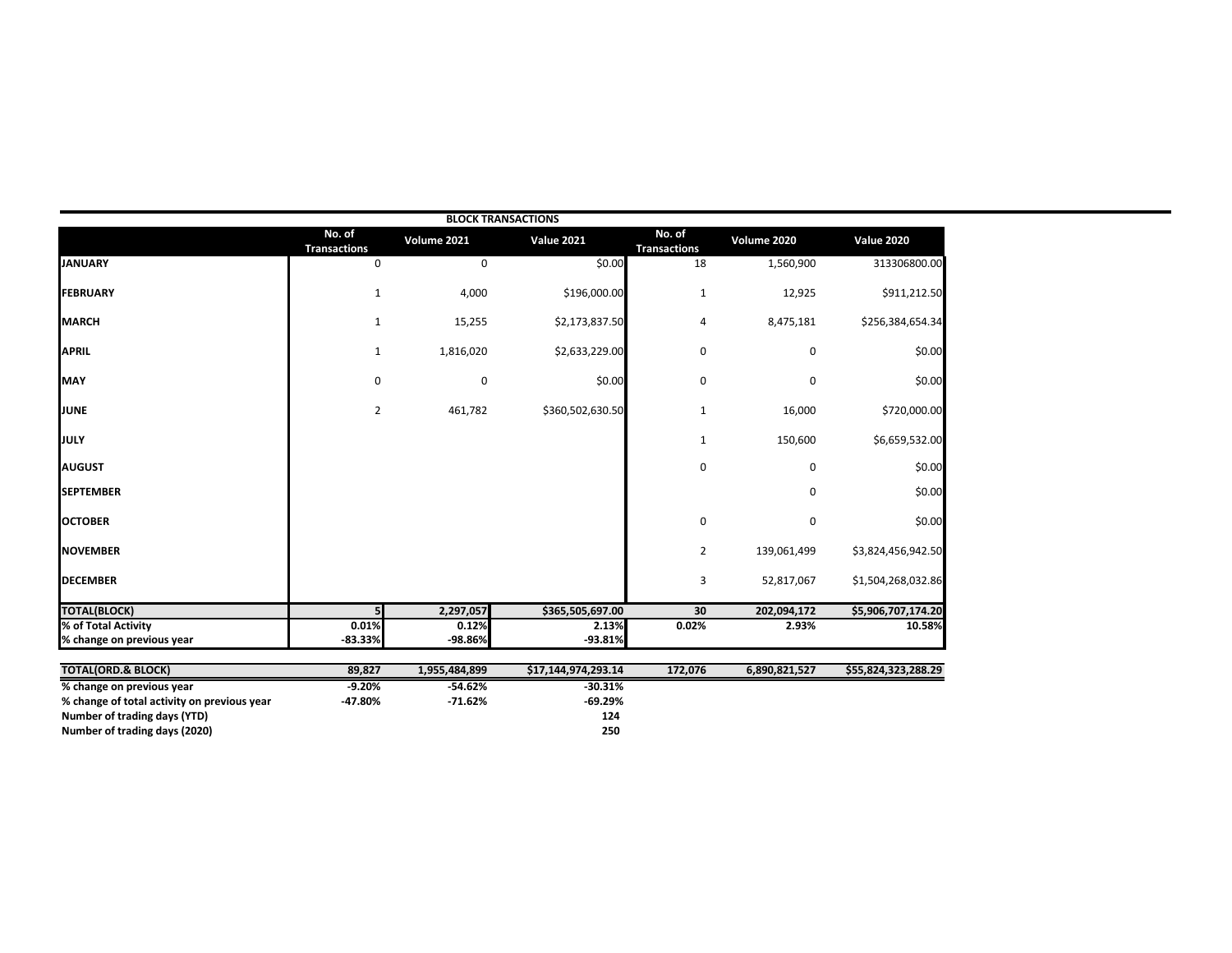| BLOCK TRANSACTIONS | | | | | | |
|---|---|---|---|---|---|---|
| | No. of Transactions | Volume 2021 | Value 2021 | No. of Transactions | Volume 2020 | Value 2020 |
| JANUARY | 0 | 0 | $0.00 | 18 | 1,560,900 | 313306800.00 |
| FEBRUARY | 1 | 4,000 | $196,000.00 | 1 | 12,925 | $911,212.50 |
| MARCH | 1 | 15,255 | $2,173,837.50 | 4 | 8,475,181 | $256,384,654.34 |
| APRIL | 1 | 1,816,020 | $2,633,229.00 | 0 | 0 | $0.00 |
| MAY | 0 | 0 | $0.00 | 0 | 0 | $0.00 |
| JUNE | 2 | 461,782 | $360,502,630.50 | 1 | 16,000 | $720,000.00 |
| JULY | | | | 1 | 150,600 | $6,659,532.00 |
| AUGUST | | | | 0 | 0 | $0.00 |
| SEPTEMBER | | | | | 0 | $0.00 |
| OCTOBER | | | | 0 | 0 | $0.00 |
| NOVEMBER | | | | 2 | 139,061,499 | $3,824,456,942.50 |
| DECEMBER | | | | 3 | 52,817,067 | $1,504,268,032.86 |
| **TOTAL(BLOCK)** | **5** | **2,297,057** | **$365,505,697.00** | **30** | **202,094,172** | **$5,906,707,174.20** |
| **% of Total Activity** | **0.01%** | **0.12%** | **2.13%** | **0.02%** | **2.93%** | **10.58%** |
| **% change on previous year** | **-83.33%** | **-98.86%** | **-93.81%** | | | |

| | | | | | | |
|---|---|---|---|---|---|---|
| **TOTAL(ORD.& BLOCK)** | **89,827** | **1,955,484,899** | **$17,144,974,293.14** | **172,076** | **6,890,821,527** | **$55,824,323,288.29** |
| **% change on previous year** | **-9.20%** | **-54.62%** | **-30.31%** | | | |
| **% change of total activity on previous year** | **-47.80%** | **-71.62%** | **-69.29%** | | | |
| **Number of trading days (YTD)** | | | **124** | | | |
| **Number of trading days (2020)** | | | **250** | | | |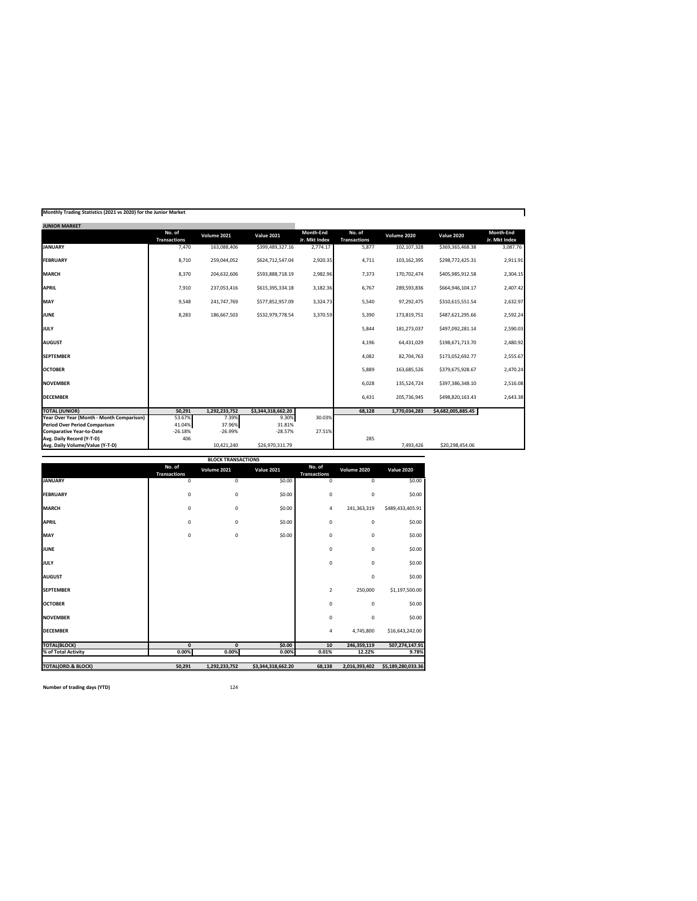**Monthly Trading Statistics (2021 vs 2020) for the Junior Market**

| JUNIOR MARKET | No. of Transactions | Volume 2021 | Value 2021 | Month-End Jr. Mkt Index | No. of Transactions | Volume 2020 | Value 2020 | Month-End Jr. Mkt Index |
|---|---|---|---|---|---|---|---|---|
| **JANUARY** | 7,470 | 163,088,406 | $399,489,327.16 | 2,774.17 | 5,877 | 102,107,328 | $369,365,468.38 | 3,087.76 |
| **FEBRUARY** | 8,710 | 259,044,052 | $624,712,547.04 | 2,920.35 | 4,711 | 103,162,395 | $298,772,425.31 | 2,911.91 |
| **MARCH** | 8,370 | 204,632,606 | $593,888,718.19 | 2,982.96 | 7,373 | 170,702,474 | $405,985,912.58 | 2,304.15 |
| **APRIL** | 7,910 | 237,053,416 | $615,395,334.18 | 3,182.36 | 6,767 | 289,593,836 | $664,946,104.17 | 2,407.42 |
| **MAY** | 9,548 | 241,747,769 | $577,852,957.09 | 3,324.73 | 5,540 | 97,292,475 | $310,615,551.54 | 2,632.97 |
| **JUNE** | 8,283 | 186,667,503 | $532,979,778.54 | 3,370.59 | 5,390 | 173,819,751 | $487,621,295.66 | 2,592.24 |
| **JULY** | | | | | 5,844 | 181,273,037 | $497,092,281.14 | 2,590.03 |
| **AUGUST** | | | | | 4,196 | 64,431,029 | $198,671,713.70 | 2,480.92 |
| **SEPTEMBER** | | | | | 4,082 | 82,704,763 | $173,052,692.77 | 2,555.67 |
| **OCTOBER** | | | | | 5,889 | 163,685,526 | $379,675,928.67 | 2,470.24 |
| **NOVEMBER** | | | | | 6,028 | 135,524,724 | $397,386,348.10 | 2,516.08 |
| **DECEMBER** | | | | | 6,431 | 205,736,945 | $498,820,163.43 | 2,643.38 |
| **TOTAL (JUNIOR)** | 50,291 | 1,292,233,752 | $3,344,318,662.20 | | 68,128 | 1,770,034,283 | $4,682,005,885.45 | |
| **Year Over Year (Month - Month Comparison)** | 53.67% | 7.39% | 9.30% | 30.03% | | | | |
| **Period Over Period Comparison** | 41.04% | 37.96% | 31.81% | | | | | |
| **Comparative Year-to-Date** | -26.18% | -26.99% | -28.57% | 27.51% | | | | |
| **Avg. Daily Record (Y-T-D)** | 406 | | | | 285 | | | |
| **Avg. Daily Volume/Value (Y-T-D)** | | 10,421,240 | $26,970,311.79 | | | 7,493,426 | $20,298,454.06 | |

**BLOCK TRANSACTIONS**

| | No. of Transactions | Volume 2021 | Value 2021 | No. of Transactions | Volume 2020 | Value 2020 |
|---|---|---|---|---|---|---|
| **JANUARY** | 0 | 0 | $0.00 | 0 | 0 | $0.00 |
| **FEBRUARY** | 0 | 0 | $0.00 | 0 | 0 | $0.00 |
| **MARCH** | 0 | 0 | $0.00 | 4 | 241,363,319 | $489,433,405.91 |
| **APRIL** | 0 | 0 | $0.00 | 0 | 0 | $0.00 |
| **MAY** | 0 | 0 | $0.00 | 0 | 0 | $0.00 |
| **JUNE** | | | | 0 | 0 | $0.00 |
| **JULY** | | | | 0 | 0 | $0.00 |
| **AUGUST** | | | | | 0 | $0.00 |
| **SEPTEMBER** | | | | 2 | 250,000 | $1,197,500.00 |
| **OCTOBER** | | | | 0 | 0 | $0.00 |
| **NOVEMBER** | | | | 0 | 0 | $0.00 |
| **DECEMBER** | | | | 4 | 4,745,800 | $16,643,242.00 |
| **TOTAL(BLOCK)** | 0 | 0 | $0.00 | 10 | 246,359,119 | 507,274,147.91 |
| **% of Total Activity** | 0.00% | 0.00% | 0.00% | 0.01% | 12.22% | 9.78% |
| **TOTAL(ORD.& BLOCK)** | 50,291 | 1,292,233,752 | $3,344,318,662.20 | 68,138 | 2,016,393,402 | $5,189,280,033.36 |

**Number of trading days (YTD)** 124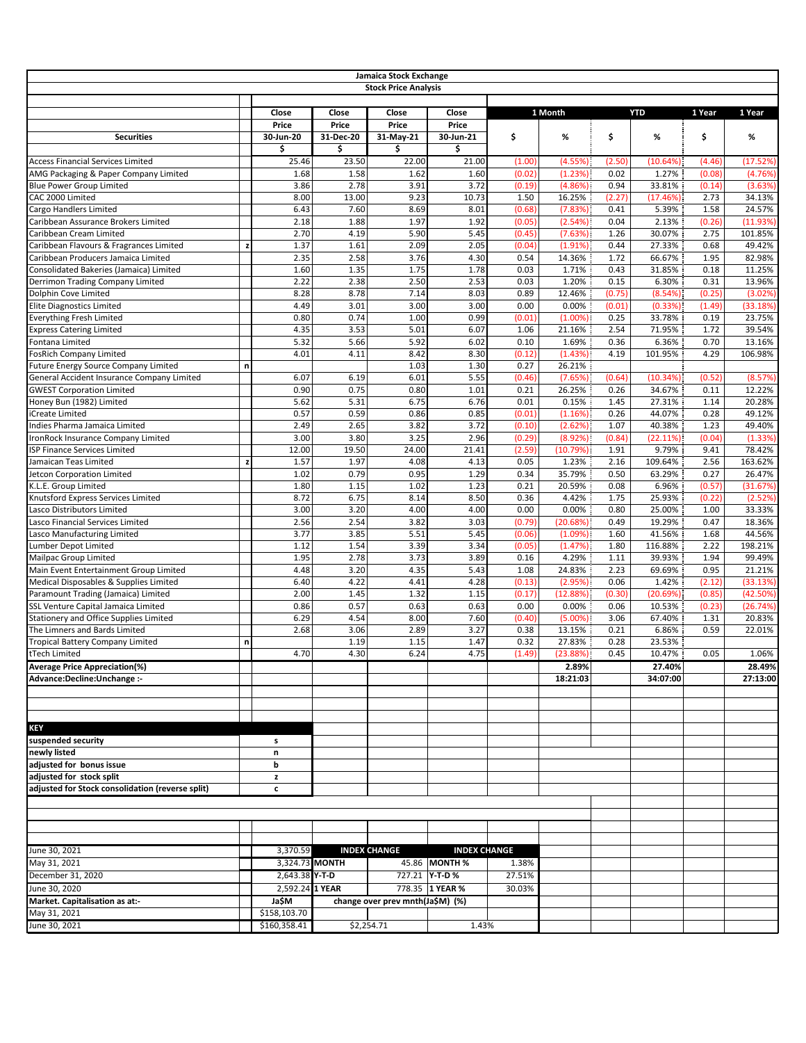## Jamaica Stock Exchange

### Stock Price Analysis

| Securities | | Close Price 30-Jun-20 $ | Close Price 31-Dec-20 $ | Close Price 31-May-21 $ | Close Price 30-Jun-21 $ | 1 Month $ | 1 Month % | YTD $ | YTD % | 1 Year $ | 1 Year % |
|---|---|---|---|---|---|---|---|---|---|---|---|
| Access Financial Services Limited | | 25.46 | 23.50 | 22.00 | 21.00 | (1.00) | (4.55%) | (2.50) | (10.64%) | (4.46) | (17.52%) |
| AMG Packaging & Paper Company Limited | | 1.68 | 1.58 | 1.62 | 1.60 | (0.02) | (1.23%) | 0.02 | 1.27% | (0.08) | (4.76%) |
| Blue Power Group Limited | | 3.86 | 2.78 | 3.91 | 3.72 | (0.19) | (4.86%) | 0.94 | 33.81% | (0.14) | (3.63%) |
| CAC 2000 Limited | | 8.00 | 13.00 | 9.23 | 10.73 | 1.50 | 16.25% | (2.27) | (17.46%) | 2.73 | 34.13% |
| Cargo Handlers Limited | | 6.43 | 7.60 | 8.69 | 8.01 | (0.68) | (7.83%) | 0.41 | 5.39% | 1.58 | 24.57% |
| Caribbean Assurance Brokers Limited | | 2.18 | 1.88 | 1.97 | 1.92 | (0.05) | (2.54%) | 0.04 | 2.13% | (0.26) | (11.93%) |
| Caribbean Cream Limited | | 2.70 | 4.19 | 5.90 | 5.45 | (0.45) | (7.63%) | 1.26 | 30.07% | 2.75 | 101.85% |
| Caribbean Flavours & Fragrances Limited | z | 1.37 | 1.61 | 2.09 | 2.05 | (0.04) | (1.91%) | 0.44 | 27.33% | 0.68 | 49.42% |
| Caribbean Producers Jamaica Limited | | 2.35 | 2.58 | 3.76 | 4.30 | 0.54 | 14.36% | 1.72 | 66.67% | 1.95 | 82.98% |
| Consolidated Bakeries (Jamaica) Limited | | 1.60 | 1.35 | 1.75 | 1.78 | 0.03 | 1.71% | 0.43 | 31.85% | 0.18 | 11.25% |
| Derrimon Trading Company Limited | | 2.22 | 2.38 | 2.50 | 2.53 | 0.03 | 1.20% | 0.15 | 6.30% | 0.31 | 13.96% |
| Dolphin Cove Limited | | 8.28 | 8.78 | 7.14 | 8.03 | 0.89 | 12.46% | (0.75) | (8.54%) | (0.25) | (3.02%) |
| Elite Diagnostics Limited | | 4.49 | 3.01 | 3.00 | 3.00 | 0.00 | 0.00% | (0.01) | (0.33%) | (1.49) | (33.18%) |
| Everything Fresh Limited | | 0.80 | 0.74 | 1.00 | 0.99 | (0.01) | (1.00%) | 0.25 | 33.78% | 0.19 | 23.75% |
| Express Catering Limited | | 4.35 | 3.53 | 5.01 | 6.07 | 1.06 | 21.16% | 2.54 | 71.95% | 1.72 | 39.54% |
| Fontana Limited | | 5.32 | 5.66 | 5.92 | 6.02 | 0.10 | 1.69% | 0.36 | 6.36% | 0.70 | 13.16% |
| FosRich Company Limited | | 4.01 | 4.11 | 8.42 | 8.30 | (0.12) | (1.43%) | 4.19 | 101.95% | 4.29 | 106.98% |
| Future Energy Source Company Limited | n | | | 1.03 | 1.30 | 0.27 | 26.21% | | | | |
| General Accident Insurance Company Limited | | 6.07 | 6.19 | 6.01 | 5.55 | (0.46) | (7.65%) | (0.64) | (10.34%) | (0.52) | (8.57%) |
| GWEST Corporation Limited | | 0.90 | 0.75 | 0.80 | 1.01 | 0.21 | 26.25% | 0.26 | 34.67% | 0.11 | 12.22% |
| Honey Bun (1982) Limited | | 5.62 | 5.31 | 6.75 | 6.76 | 0.01 | 0.15% | 1.45 | 27.31% | 1.14 | 20.28% |
| iCreate Limited | | 0.57 | 0.59 | 0.86 | 0.85 | (0.01) | (1.16%) | 0.26 | 44.07% | 0.28 | 49.12% |
| Indies Pharma Jamaica Limited | | 2.49 | 2.65 | 3.82 | 3.72 | (0.10) | (2.62%) | 1.07 | 40.38% | 1.23 | 49.40% |
| IronRock Insurance Company Limited | | 3.00 | 3.80 | 3.25 | 2.96 | (0.29) | (8.92%) | (0.84) | (22.11%) | (0.04) | (1.33%) |
| ISP Finance Services Limited | | 12.00 | 19.50 | 24.00 | 21.41 | (2.59) | (10.79%) | 1.91 | 9.79% | 9.41 | 78.42% |
| Jamaican Teas Limited | z | 1.57 | 1.97 | 4.08 | 4.13 | 0.05 | 1.23% | 2.16 | 109.64% | 2.56 | 163.62% |
| Jetcon Corporation Limited | | 1.02 | 0.79 | 0.95 | 1.29 | 0.34 | 35.79% | 0.50 | 63.29% | 0.27 | 26.47% |
| K.L.E. Group Limited | | 1.80 | 1.15 | 1.02 | 1.23 | 0.21 | 20.59% | 0.08 | 6.96% | (0.57) | (31.67%) |
| Knutsford Express Services Limited | | 8.72 | 6.75 | 8.14 | 8.50 | 0.36 | 4.42% | 1.75 | 25.93% | (0.22) | (2.52%) |
| Lasco Distributors Limited | | 3.00 | 3.20 | 4.00 | 4.00 | 0.00 | 0.00% | 0.80 | 25.00% | 1.00 | 33.33% |
| Lasco Financial Services Limited | | 2.56 | 2.54 | 3.82 | 3.03 | (0.79) | (20.68%) | 0.49 | 19.29% | 0.47 | 18.36% |
| Lasco Manufacturing Limited | | 3.77 | 3.85 | 5.51 | 5.45 | (0.06) | (1.09%) | 1.60 | 41.56% | 1.68 | 44.56% |
| Lumber Depot Limited | | 1.12 | 1.54 | 3.39 | 3.34 | (0.05) | (1.47%) | 1.80 | 116.88% | 2.22 | 198.21% |
| Mailpac Group Limited | | 1.95 | 2.78 | 3.73 | 3.89 | 0.16 | 4.29% | 1.11 | 39.93% | 1.94 | 99.49% |
| Main Event Entertainment Group Limited | | 4.48 | 3.20 | 4.35 | 5.43 | 1.08 | 24.83% | 2.23 | 69.69% | 0.95 | 21.21% |
| Medical Disposables & Supplies Limited | | 6.40 | 4.22 | 4.41 | 4.28 | (0.13) | (2.95%) | 0.06 | 1.42% | (2.12) | (33.13%) |
| Paramount Trading (Jamaica) Limited | | 2.00 | 1.45 | 1.32 | 1.15 | (0.17) | (12.88%) | (0.30) | (20.69%) | (0.85) | (42.50%) |
| SSL Venture Capital Jamaica Limited | | 0.86 | 0.57 | 0.63 | 0.63 | 0.00 | 0.00% | 0.06 | 10.53% | (0.23) | (26.74%) |
| Stationery and Office Supplies Limited | | 6.29 | 4.54 | 8.00 | 7.60 | (0.40) | (5.00%) | 3.06 | 67.40% | 1.31 | 20.83% |
| The Limners and Bards Limited | | 2.68 | 3.06 | 2.89 | 3.27 | 0.38 | 13.15% | 0.21 | 6.86% | 0.59 | 22.01% |
| Tropical Battery Company Limited | n | | 1.19 | 1.15 | 1.47 | 0.32 | 27.83% | 0.28 | 23.53% | | |
| tTech Limited | | 4.70 | 4.30 | 6.24 | 4.75 | (1.49) | (23.88%) | 0.45 | 10.47% | 0.05 | 1.06% |
| **Average Price Appreciation(%)** | | | | | | | **2.89%** | | **27.40%** | | **28.49%** |
| **Advance:Decline:Unchange :-** | | | | | | | **18:21:03** | | **34:07:00** | | **27:13:00** |

| **KEY** | |
|---|---|
| **suspended security** | s |
| **newly listed** | n |
| **adjusted for bonus issue** | b |
| **adjusted for stock split** | z |
| **adjusted for Stock consolidation (reverse split)** | c |

| | | **INDEX CHANGE** | | **INDEX CHANGE** | |
|---|---|---|---|---|---|
| June 30, 2021 | 3,370.59 | | | | |
| May 31, 2021 | 3,324.73 | MONTH | 45.86 | MONTH % | 1.38% |
| December 31, 2020 | 2,643.38 | Y-T-D | 727.21 | Y-T-D % | 27.51% |
| June 30, 2020 | 2,592.24 | 1 YEAR | 778.35 | 1 YEAR % | 30.03% |
| **Market. Capitalisation as at:-** | **Ja$M** | **change over prev mnth(Ja$M) (%)** | | | |
| May 31, 2021 | $158,103.70 | | | | |
| June 30, 2021 | $160,358.41 | $2,254.71 | | 1.43% | |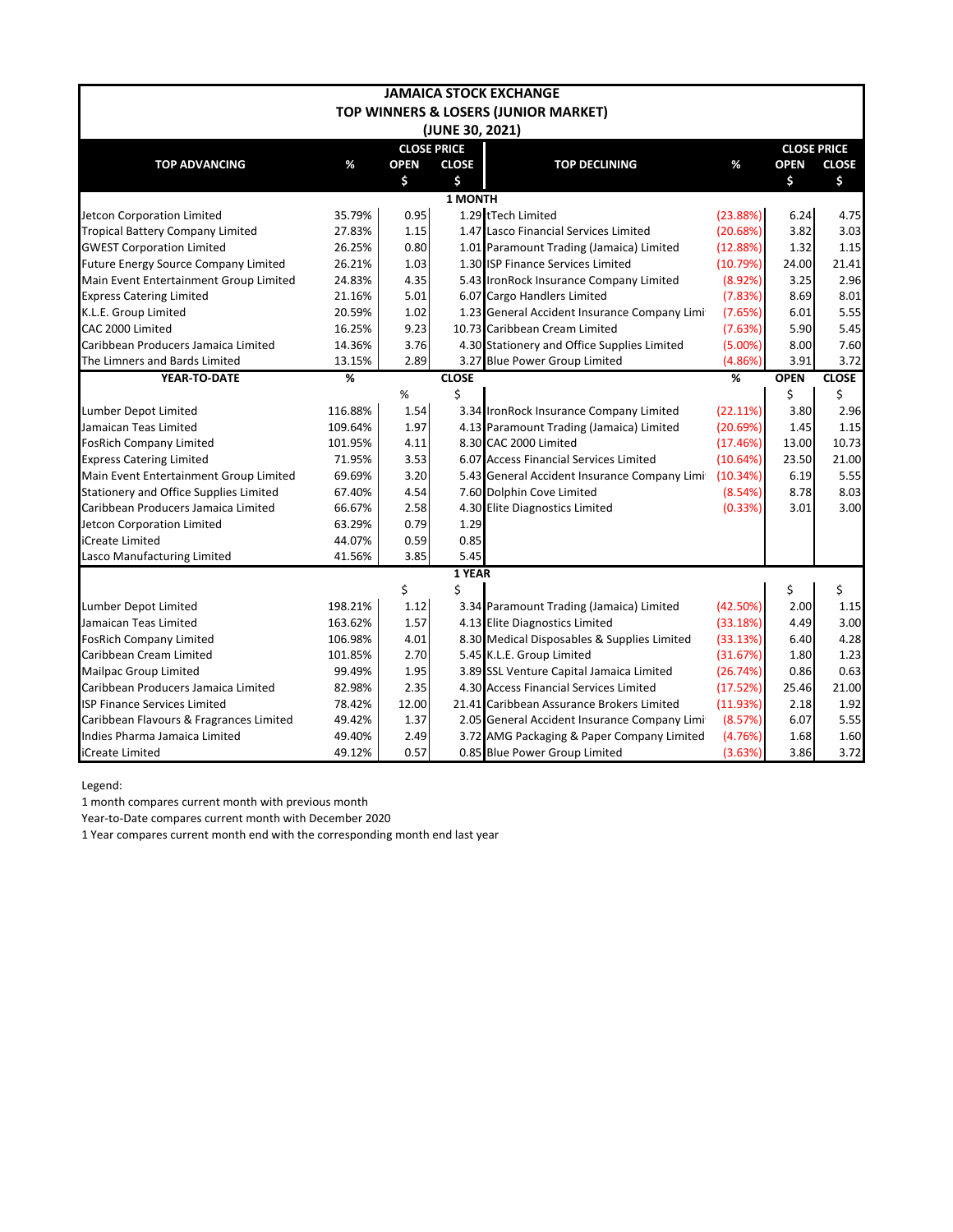# JAMAICA STOCK EXCHANGE
## TOP WINNERS & LOSERS (JUNIOR MARKET)
### (JUNE 30, 2021)

| TOP ADVANCING | % | CLOSE PRICE OPEN $ | CLOSE $ | TOP DECLINING | % | CLOSE PRICE OPEN $ | CLOSE $ |
|---|---|---|---|---|---|---|---|
| **1 MONTH** | | | | | | | |
| Jetcon Corporation Limited | 35.79% | 0.95 | 1.29 | tTech Limited | (23.88%) | 6.24 | 4.75 |
| Tropical Battery Company Limited | 27.83% | 1.15 | 1.47 | Lasco Financial Services Limited | (20.68%) | 3.82 | 3.03 |
| GWEST Corporation Limited | 26.25% | 0.80 | 1.01 | Paramount Trading (Jamaica) Limited | (12.88%) | 1.32 | 1.15 |
| Future Energy Source Company Limited | 26.21% | 1.03 | 1.30 | ISP Finance Services Limited | (10.79%) | 24.00 | 21.41 |
| Main Event Entertainment Group Limited | 24.83% | 4.35 | 5.43 | IronRock Insurance Company Limited | (8.92%) | 3.25 | 2.96 |
| Express Catering Limited | 21.16% | 5.01 | 6.07 | Cargo Handlers Limited | (7.83%) | 8.69 | 8.01 |
| K.L.E. Group Limited | 20.59% | 1.02 | 1.23 | General Accident Insurance Company Limi | (7.65%) | 6.01 | 5.55 |
| CAC 2000 Limited | 16.25% | 9.23 | 10.73 | Caribbean Cream Limited | (7.63%) | 5.90 | 5.45 |
| Caribbean Producers Jamaica Limited | 14.36% | 3.76 | 4.30 | Stationery and Office Supplies Limited | (5.00%) | 8.00 | 7.60 |
| The Limners and Bards Limited | 13.15% | 2.89 | 3.27 | Blue Power Group Limited | (4.86%) | 3.91 | 3.72 |
| **YEAR-TO-DATE** | **%** | % | **CLOSE** $ | | **%** | **OPEN** $ | **CLOSE** $ |
| Lumber Depot Limited | 116.88% | 1.54 | 3.34 | IronRock Insurance Company Limited | (22.11%) | 3.80 | 2.96 |
| Jamaican Teas Limited | 109.64% | 1.97 | 4.13 | Paramount Trading (Jamaica) Limited | (20.69%) | 1.45 | 1.15 |
| FosRich Company Limited | 101.95% | 4.11 | 8.30 | CAC 2000 Limited | (17.46%) | 13.00 | 10.73 |
| Express Catering Limited | 71.95% | 3.53 | 6.07 | Access Financial Services Limited | (10.64%) | 23.50 | 21.00 |
| Main Event Entertainment Group Limited | 69.69% | 3.20 | 5.43 | General Accident Insurance Company Limi | (10.34%) | 6.19 | 5.55 |
| Stationery and Office Supplies Limited | 67.40% | 4.54 | 7.60 | Dolphin Cove Limited | (8.54%) | 8.78 | 8.03 |
| Caribbean Producers Jamaica Limited | 66.67% | 2.58 | 4.30 | Elite Diagnostics Limited | (0.33%) | 3.01 | 3.00 |
| Jetcon Corporation Limited | 63.29% | 0.79 | 1.29 | | | | |
| iCreate Limited | 44.07% | 0.59 | 0.85 | | | | |
| Lasco Manufacturing Limited | 41.56% | 3.85 | 5.45 | | | | |
| **1 YEAR** | | $ | $ | | | $ | $ |
| Lumber Depot Limited | 198.21% | 1.12 | 3.34 | Paramount Trading (Jamaica) Limited | (42.50%) | 2.00 | 1.15 |
| Jamaican Teas Limited | 163.62% | 1.57 | 4.13 | Elite Diagnostics Limited | (33.18%) | 4.49 | 3.00 |
| FosRich Company Limited | 106.98% | 4.01 | 8.30 | Medical Disposables & Supplies Limited | (33.13%) | 6.40 | 4.28 |
| Caribbean Cream Limited | 101.85% | 2.70 | 5.45 | K.L.E. Group Limited | (31.67%) | 1.80 | 1.23 |
| Mailpac Group Limited | 99.49% | 1.95 | 3.89 | SSL Venture Capital Jamaica Limited | (26.74%) | 0.86 | 0.63 |
| Caribbean Producers Jamaica Limited | 82.98% | 2.35 | 4.30 | Access Financial Services Limited | (17.52%) | 25.46 | 21.00 |
| ISP Finance Services Limited | 78.42% | 12.00 | 21.41 | Caribbean Assurance Brokers Limited | (11.93%) | 2.18 | 1.92 |
| Caribbean Flavours & Fragrances Limited | 49.42% | 1.37 | 2.05 | General Accident Insurance Company Limi | (8.57%) | 6.07 | 5.55 |
| Indies Pharma Jamaica Limited | 49.40% | 2.49 | 3.72 | AMG Packaging & Paper Company Limited | (4.76%) | 1.68 | 1.60 |
| iCreate Limited | 49.12% | 0.57 | 0.85 | Blue Power Group Limited | (3.63%) | 3.86 | 3.72 |

Legend:

1 month compares current month with previous month

Year-to-Date compares current month with December 2020

1 Year compares current month end with the corresponding month end last year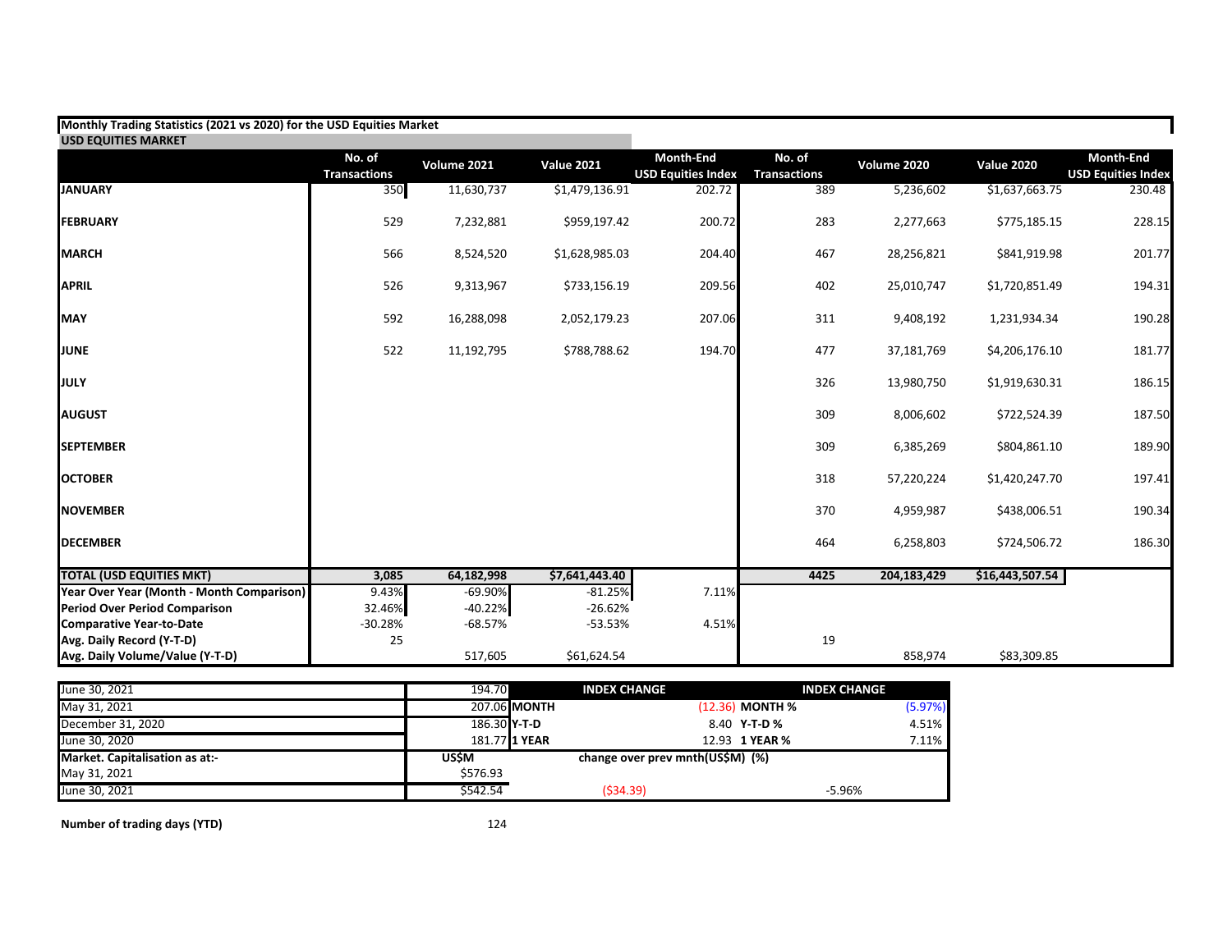**Monthly Trading Statistics (2021 vs 2020) for the USD Equities Market**

**USD EQUITIES MARKET**

| | No. of Transactions | Volume 2021 | Value 2021 | Month-End USD Equities Index | No. of Transactions | Volume 2020 | Value 2020 | Month-End USD Equities Index |
|---|---|---|---|---|---|---|---|---|
| **JANUARY** | 350 | 11,630,737 | $1,479,136.91 | 202.72 | 389 | 5,236,602 | $1,637,663.75 | 230.48 |
| **FEBRUARY** | 529 | 7,232,881 | $959,197.42 | 200.72 | 283 | 2,277,663 | $775,185.15 | 228.15 |
| **MARCH** | 566 | 8,524,520 | $1,628,985.03 | 204.40 | 467 | 28,256,821 | $841,919.98 | 201.77 |
| **APRIL** | 526 | 9,313,967 | $733,156.19 | 209.56 | 402 | 25,010,747 | $1,720,851.49 | 194.31 |
| **MAY** | 592 | 16,288,098 | 2,052,179.23 | 207.06 | 311 | 9,408,192 | 1,231,934.34 | 190.28 |
| **JUNE** | 522 | 11,192,795 | $788,788.62 | 194.70 | 477 | 37,181,769 | $4,206,176.10 | 181.77 |
| **JULY** | | | | | 326 | 13,980,750 | $1,919,630.31 | 186.15 |
| **AUGUST** | | | | | 309 | 8,006,602 | $722,524.39 | 187.50 |
| **SEPTEMBER** | | | | | 309 | 6,385,269 | $804,861.10 | 189.90 |
| **OCTOBER** | | | | | 318 | 57,220,224 | $1,420,247.70 | 197.41 |
| **NOVEMBER** | | | | | 370 | 4,959,987 | $438,006.51 | 190.34 |
| **DECEMBER** | | | | | 464 | 6,258,803 | $724,506.72 | 186.30 |
| **TOTAL (USD EQUITIES MKT)** | **3,085** | **64,182,998** | **$7,641,443.40** | | **4425** | **204,183,429** | **$16,443,507.54** | |
| **Year Over Year (Month - Month Comparison)** | 9.43% | -69.90% | -81.25% | 7.11% | | | | |
| **Period Over Period Comparison** | 32.46% | -40.22% | -26.62% | | | | | |
| **Comparative Year-to-Date** | -30.28% | -68.57% | -53.53% | 4.51% | | | | |
| **Avg. Daily Record (Y-T-D)** | 25 | | | | 19 | | | |
| **Avg. Daily Volume/Value (Y-T-D)** | | 517,605 | $61,624.54 | | | 858,974 | $83,309.85 | |

| | | | INDEX CHANGE | | INDEX CHANGE |
|---|---|---|---|---|---|
| June 30, 2021 | 194.70 | | | | |
| May 31, 2021 | 207.06 | **MONTH** | (12.36) | **MONTH %** | (5.97%) |
| December 31, 2020 | 186.30 | **Y-T-D** | 8.40 | **Y-T-D %** | 4.51% |
| June 30, 2020 | 181.77 | **1 YEAR** | 12.93 | **1 YEAR %** | 7.11% |
| **Market. Capitalisation as at:-** | **US$M** | | **change over prev mnth(US$M) (%)** | | |
| May 31, 2021 | $576.93 | | | | |
| June 30, 2021 | $542.54 | | ($34.39) | | -5.96% |

**Number of trading days (YTD)** 124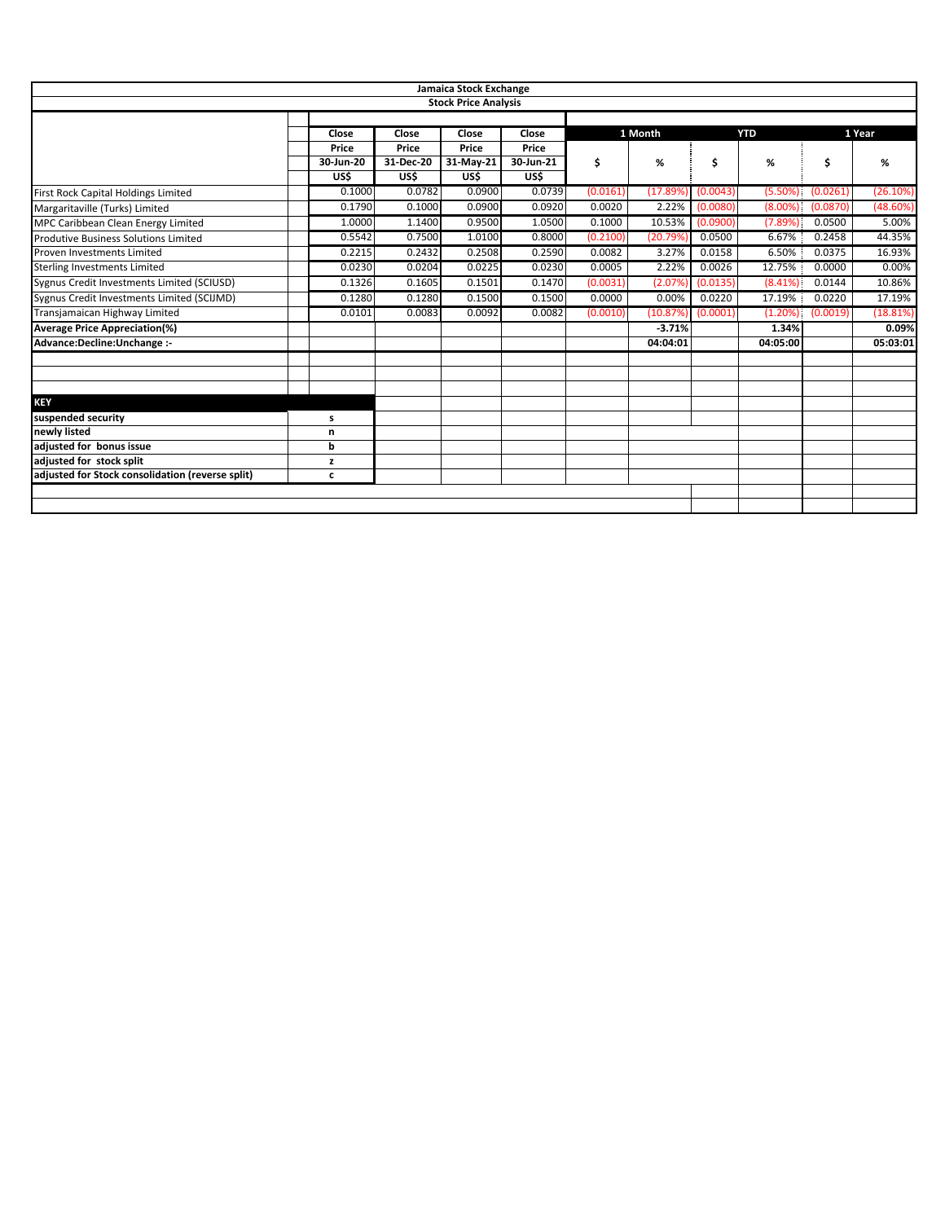**Jamaica Stock Exchange**

**Stock Price Analysis**

| | Close Price 30-Jun-20 US$ | Close Price 31-Dec-20 US$ | Close Price 31-May-21 US$ | Close Price 30-Jun-21 US$ | 1 Month $ | 1 Month % | YTD $ | YTD % | 1 Year $ | 1 Year % |
|---|---|---|---|---|---|---|---|---|---|---|
| First Rock Capital Holdings Limited | 0.1000 | 0.0782 | 0.0900 | 0.0739 | (0.0161) | (17.89%) | (0.0043) | (5.50%) | (0.0261) | (26.10%) |
| Margaritaville (Turks) Limited | 0.1790 | 0.1000 | 0.0900 | 0.0920 | 0.0020 | 2.22% | (0.0080) | (8.00%) | (0.0870) | (48.60%) |
| MPC Caribbean Clean Energy Limited | 1.0000 | 1.1400 | 0.9500 | 1.0500 | 0.1000 | 10.53% | (0.0900) | (7.89%) | 0.0500 | 5.00% |
| Produtive Business Solutions Limited | 0.5542 | 0.7500 | 1.0100 | 0.8000 | (0.2100) | (20.79%) | 0.0500 | 6.67% | 0.2458 | 44.35% |
| Proven Investments Limited | 0.2215 | 0.2432 | 0.2508 | 0.2590 | 0.0082 | 3.27% | 0.0158 | 6.50% | 0.0375 | 16.93% |
| Sterling Investments Limited | 0.0230 | 0.0204 | 0.0225 | 0.0230 | 0.0005 | 2.22% | 0.0026 | 12.75% | 0.0000 | 0.00% |
| Sygnus Credit Investments Limited (SCIUSD) | 0.1326 | 0.1605 | 0.1501 | 0.1470 | (0.0031) | (2.07%) | (0.0135) | (8.41%) | 0.0144 | 10.86% |
| Sygnus Credit Investments Limited (SCIJMD) | 0.1280 | 0.1280 | 0.1500 | 0.1500 | 0.0000 | 0.00% | 0.0220 | 17.19% | 0.0220 | 17.19% |
| Transjamaican Highway Limited | 0.0101 | 0.0083 | 0.0092 | 0.0082 | (0.0010) | (10.87%) | (0.0001) | (1.20%) | (0.0019) | (18.81%) |
| **Average Price Appreciation(%)** | | | | | | **-3.71%** | | **1.34%** | | **0.09%** |
| **Advance:Decline:Unchange :-** | | | | | | **04:04:01** | | **04:05:00** | | **05:03:01** |

| **KEY** | |
|---|---|
| **suspended security** | **s** |
| **newly listed** | **n** |
| **adjusted for bonus issue** | **b** |
| **adjusted for stock split** | **z** |
| **adjusted for Stock consolidation (reverse split)** | **c** |